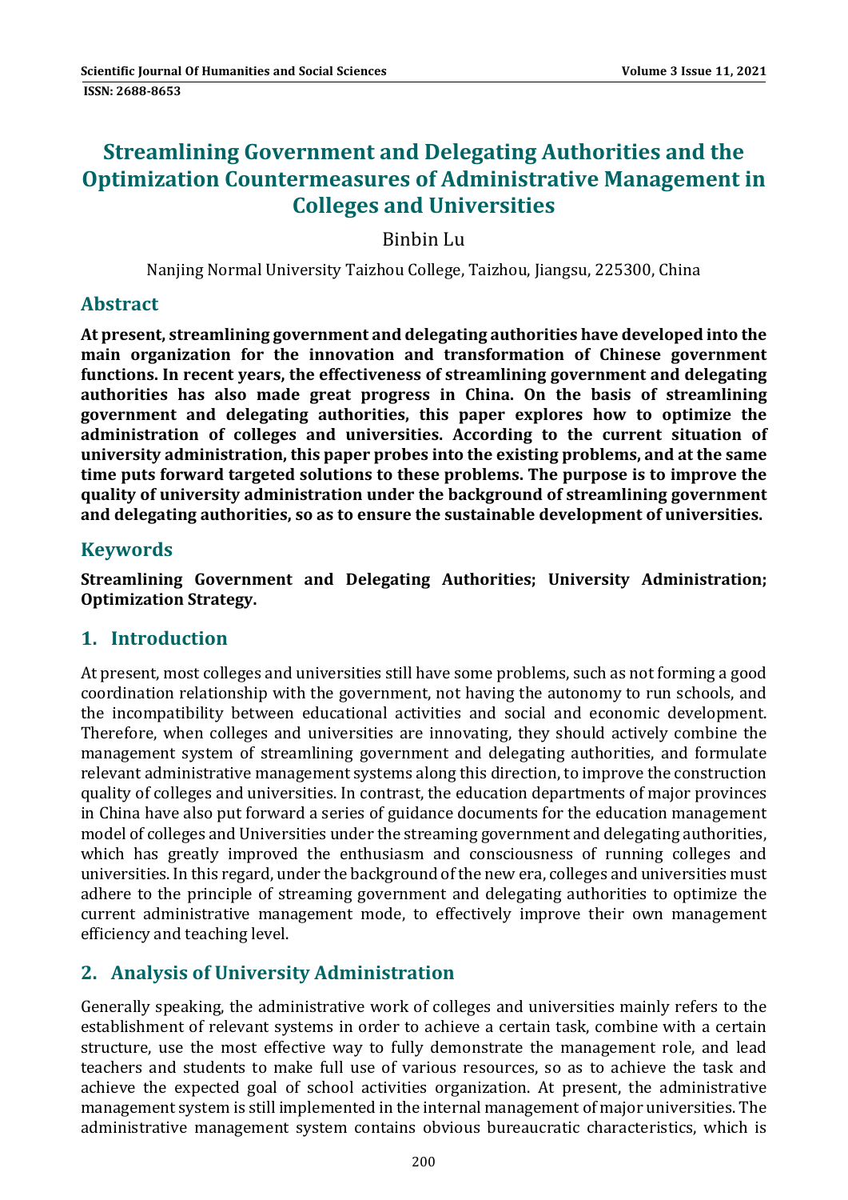# Streamlining Government and Delegating Authorities and the Optimization Countermeasures of Administrative Management in Colleges and Universities

Binbin Lu

Nanjing Normal University Taizhou College, Taizhou, Jiangsu, 225300, China

## Abstract

**At present, streamlining government and delegating authorities have developed into the main organization for the innovation and transformation of Chinese government functions. In recent years, the effectiveness of streamlining government and delegating authorities has also made great progress in China. On the basis of streamlining government and delegating authorities, this paper explores how to optimize the administration of colleges and universities. According to the current situation of university administration, this paper probes into the existing problems, and at the same time puts forward targeted solutions to these problems. The purpose is to improve the quality of university administration under the background of streamlining government and delegating authorities, so as to ensure the sustainable development of universities.**

## Keywords

**Streamlining Government and Delegating Authorities; University Administration; Optimization Strategy.**

## 1. Introduction

At present, most colleges and universities still have some problems, such as not forming a good coordination relationship with the government, not having the autonomy to run schools, and the incompatibility between educational activities and social and economic development. Therefore, when colleges and universities are innovating, they should actively combine the management system of streamlining government and delegating authorities, and formulate relevant administrative management systems along this direction, to improve the construction quality of colleges and universities. In contrast, the education departments of major provinces in China have also put forward a series of guidance documents for the education management model of colleges and Universities under the streaming government and delegating authorities, which has greatly improved the enthusiasm and consciousness of running colleges and universities. In this regard, under the background of the new era, colleges and universities must adhere to the principle of streaming government and delegating authorities to optimize the current administrative management mode, to effectively improve their own management efficiency and teaching level.

## 2. Analysis of University Administration

Generally speaking, the administrative work of colleges and universities mainly refers to the establishment of relevant systems in order to achieve a certain task, combine with a certain structure, use the most effective way to fully demonstrate the management role, and lead teachers and students to make full use of various resources, so as to achieve the task and achieve the expected goal of school activities organization. At present, the administrative management system is still implemented in the internal management of major universities. The administrative management system contains obvious bureaucratic characteristics, which is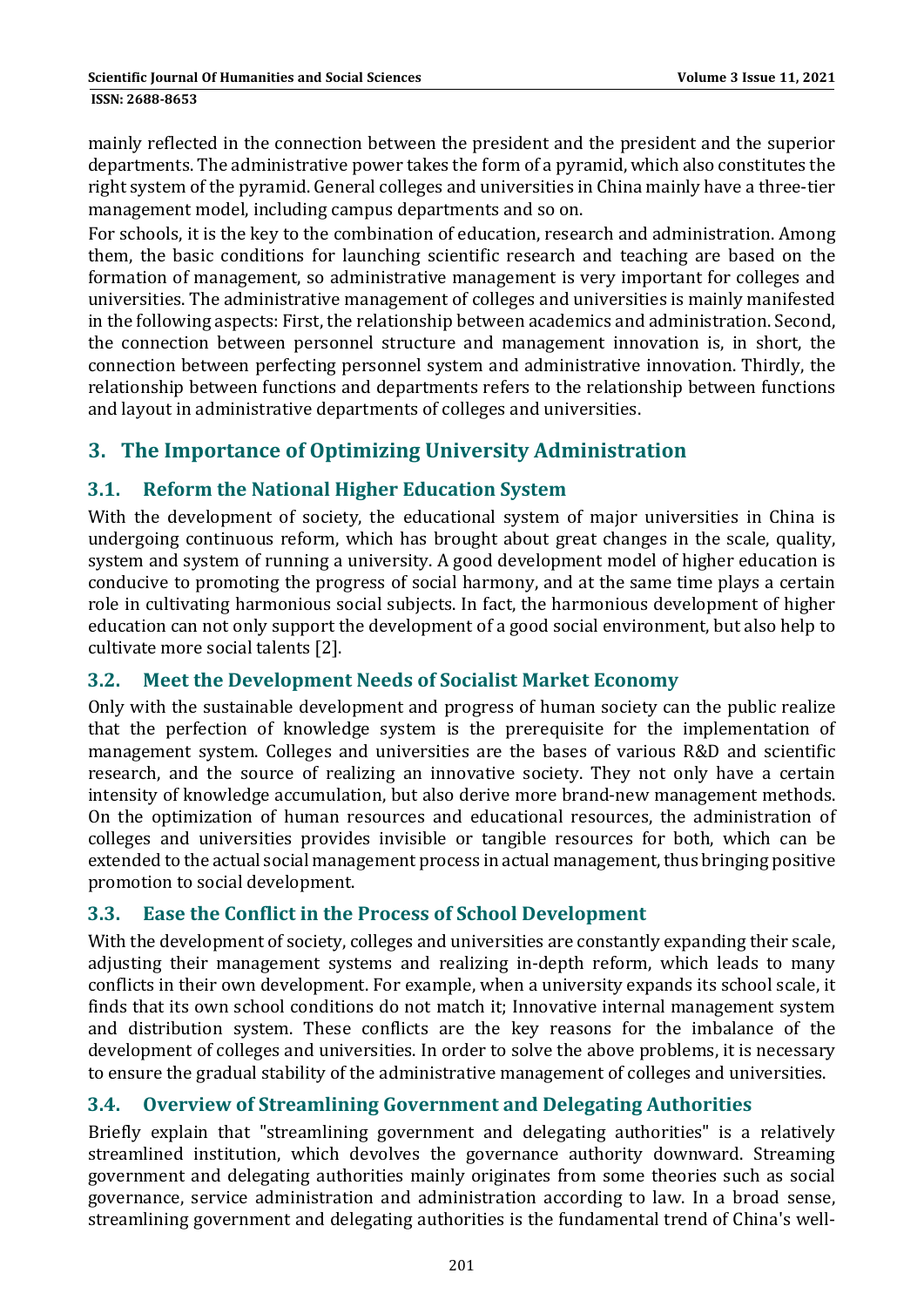mainly reflected in the connection between the president and the president and the superior departments. The administrative power takes the form of a pyramid, which also constitutes the right system of the pyramid. General colleges and universities in China mainly have a three-tier management model, including campus departments and so on.

For schools, it is the key to the combination of education, research and administration. Among them, the basic conditions for launching scientific research and teaching are based on the formation of management, so administrative management is very important for colleges and universities. The administrative management of colleges and universities is mainly manifested in the following aspects: First, the relationship between academics and administration. Second, the connection between personnel structure and management innovation is, in short, the connection between perfecting personnel system and administrative innovation. Thirdly, the relationship between functions and departments refers to the relationship between functions and layout in administrative departments of colleges and universities.

## 3. The Importance of Optimizing University Administration

### 3.1. Reform the National Higher Education System

With the development of society, the educational system of major universities in China is undergoing continuous reform, which has brought about great changes in the scale, quality, system and system of running a university. A good development model of higher education is conducive to promoting the progress of social harmony, and at the same time plays a certain role in cultivating harmonious social subjects. In fact, the harmonious development of higher education can not only support the development of a good social environment, but also help to cultivate more social talents [2].

### 3.2. Meet the Development Needs of Socialist Market Economy

Only with the sustainable development and progress of human society can the public realize that the perfection of knowledge system is the prerequisite for the implementation of management system. Colleges and universities are the bases of various R&D and scientific research, and the source of realizing an innovative society. They not only have a certain intensity of knowledge accumulation, but also derive more brand-new management methods. On the optimization of human resources and educational resources, the administration of colleges and universities provides invisible or tangible resources for both, which can be extended to the actual social management process in actual management, thus bringing positive promotion to social development.

### 3.3. Ease the Conflict in the Process of School Development

With the development of society, colleges and universities are constantly expanding their scale, adjusting their management systems and realizing in-depth reform, which leads to many conflicts in their own development. For example, when a university expands its school scale, it finds that its own school conditions do not match it; Innovative internal management system and distribution system. These conflicts are the key reasons for the imbalance of the development of colleges and universities. In order to solve the above problems, it is necessary to ensure the gradual stability of the administrative management of colleges and universities.

### 3.4. Overview of Streamlining Government and Delegating Authorities

Briefly explain that "streamlining government and delegating authorities" is a relatively streamlined institution, which devolves the governance authority downward. Streaming government and delegating authorities mainly originates from some theories such as social governance, service administration and administration according to law. In a broad sense, streamlining government and delegating authorities is the fundamental trend of China's well-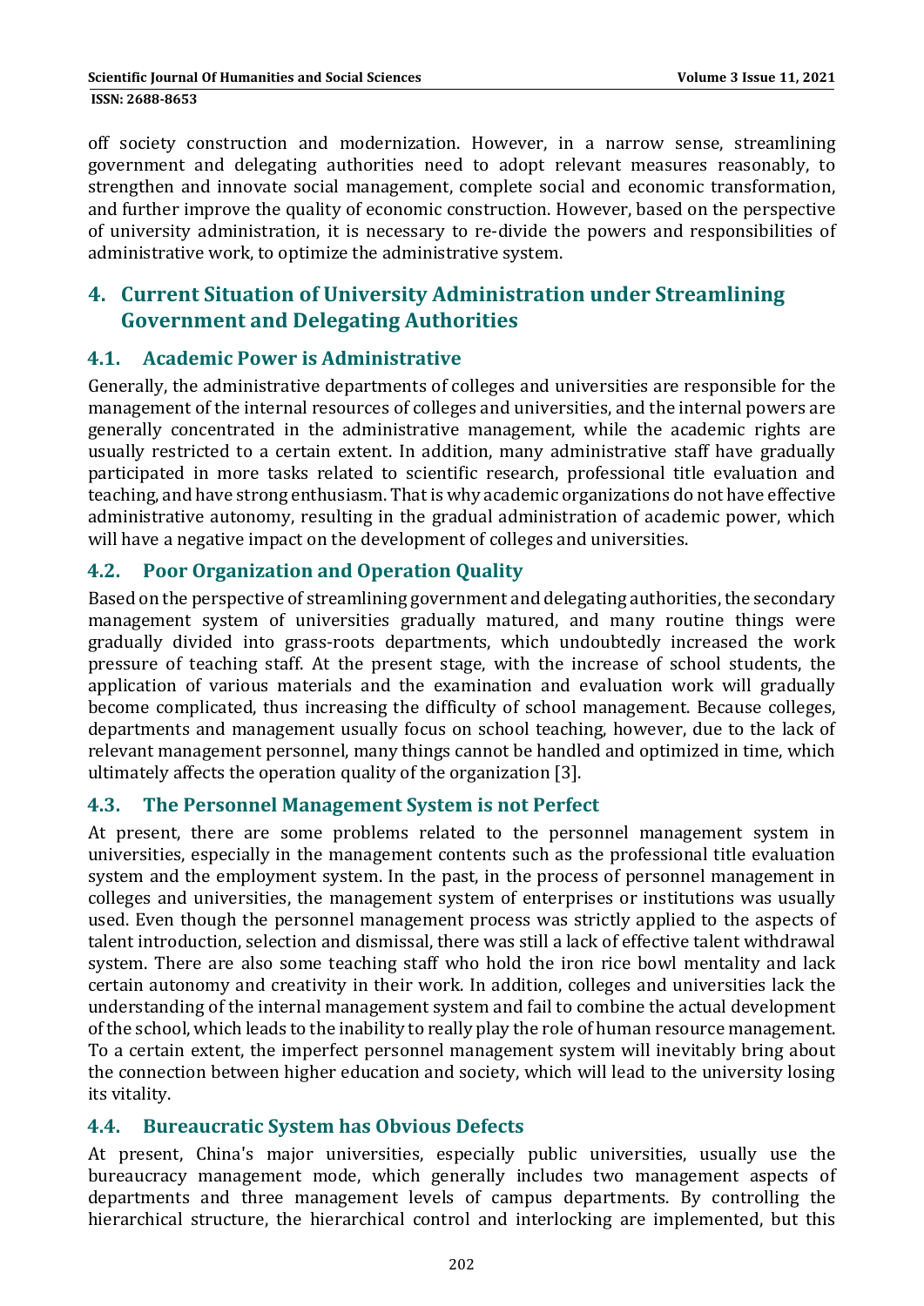off society construction and modernization. However, in a narrow sense, streamlining government and delegating authorities need to adopt relevant measures reasonably, to strengthen and innovate social management, complete social and economic transformation, and further improve the quality of economic construction. However, based on the perspective of university administration, it is necessary to re-divide the powers and responsibilities of administrative work, to optimize the administrative system.

## 4. Current Situation of University Administration under Streamlining Government and Delegating Authorities

### 4.1. Academic Power is Administrative

Generally, the administrative departments of colleges and universities are responsible for the management of the internal resources of colleges and universities, and the internal powers are generally concentrated in the administrative management, while the academic rights are usually restricted to a certain extent. In addition, many administrative staff have gradually participated in more tasks related to scientific research, professional title evaluation and teaching, and have strong enthusiasm. That is why academic organizations do not have effective administrative autonomy, resulting in the gradual administration of academic power, which will have a negative impact on the development of colleges and universities.

### 4.2. Poor Organization and Operation Quality

Based on the perspective of streamlining government and delegating authorities, the secondary management system of universities gradually matured, and many routine things were gradually divided into grass-roots departments, which undoubtedly increased the work pressure of teaching staff. At the present stage, with the increase of school students, the application of various materials and the examination and evaluation work will gradually become complicated, thus increasing the difficulty of school management. Because colleges, departments and management usually focus on school teaching, however, due to the lack of relevant management personnel, many things cannot be handled and optimized in time, which ultimately affects the operation quality of the organization [3].

### 4.3. The Personnel Management System is not Perfect

At present, there are some problems related to the personnel management system in universities, especially in the management contents such as the professional title evaluation system and the employment system. In the past, in the process of personnel management in colleges and universities, the management system of enterprises or institutions was usually used. Even though the personnel management process was strictly applied to the aspects of talent introduction, selection and dismissal, there was still a lack of effective talent withdrawal system. There are also some teaching staff who hold the iron rice bowl mentality and lack certain autonomy and creativity in their work. In addition, colleges and universities lack the understanding of the internal management system and fail to combine the actual development of the school, which leads to the inability to really play the role of human resource management. To a certain extent, the imperfect personnel management system will inevitably bring about the connection between higher education and society, which will lead to the university losing its vitality.

### 4.4. Bureaucratic System has Obvious Defects

At present, China's major universities, especially public universities, usually use the bureaucracy management mode, which generally includes two management aspects of departments and three management levels of campus departments. By controlling the hierarchical structure, the hierarchical control and interlocking are implemented, but this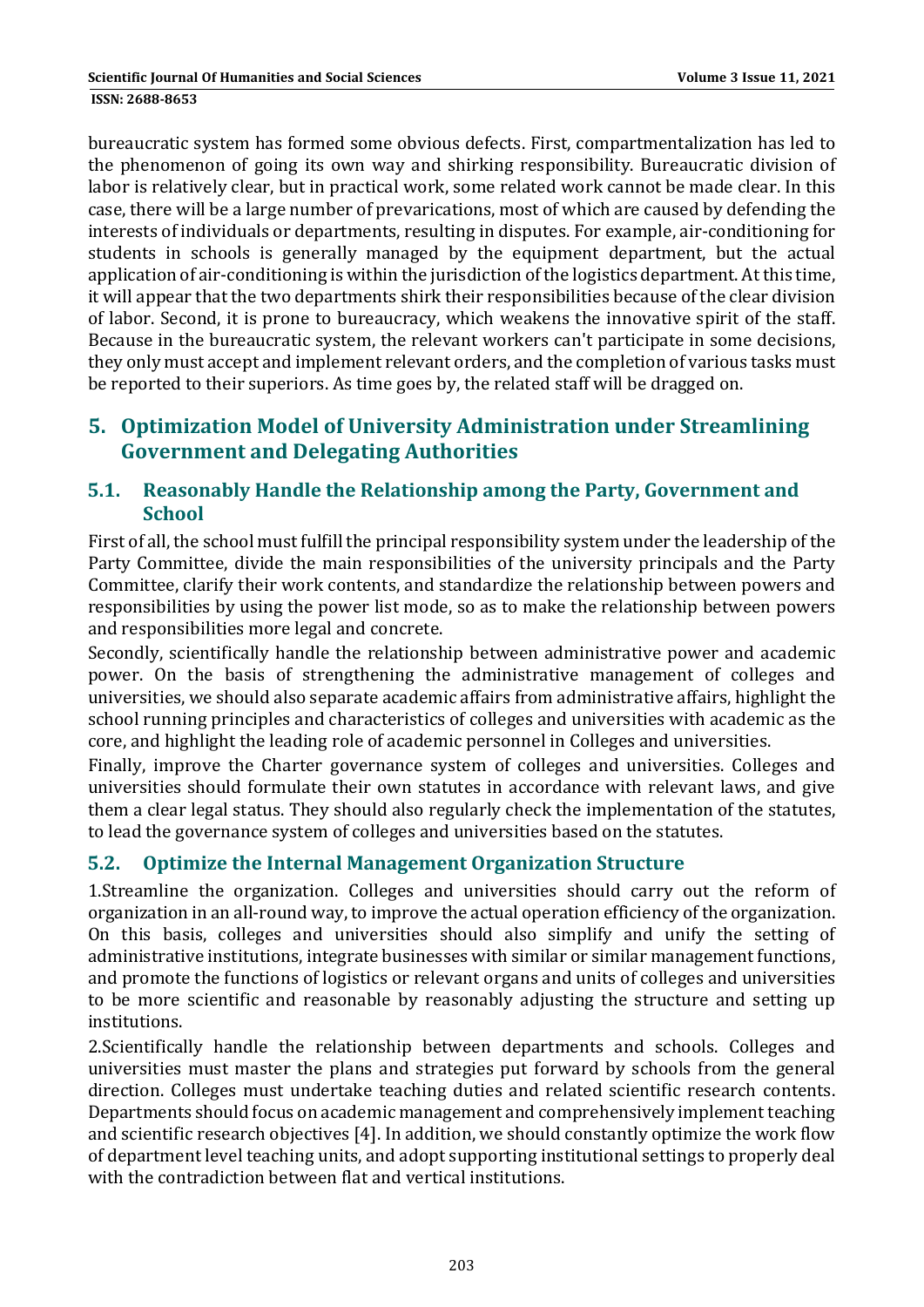bureaucratic system has formed some obvious defects. First, compartmentalization has led to the phenomenon of going its own way and shirking responsibility. Bureaucratic division of labor is relatively clear, but in practical work, some related work cannot be made clear. In this case, there will be a large number of prevarications, most of which are caused by defending the interests of individuals or departments, resulting in disputes. For example, air-conditioning for students in schools is generally managed by the equipment department, but the actual application of air-conditioning is within the jurisdiction of the logistics department. At this time, it will appear that the two departments shirk their responsibilities because of the clear division of labor. Second, it is prone to bureaucracy, which weakens the innovative spirit of the staff. Because in the bureaucratic system, the relevant workers can't participate in some decisions, they only must accept and implement relevant orders, and the completion of various tasks must be reported to their superiors. As time goes by, the related staff will be dragged on.

## 5. Optimization Model of University Administration under Streamlining Government and Delegating Authorities

### 5.1. Reasonably Handle the Relationship among the Party, Government and School

First of all, the school must fulfill the principal responsibility system under the leadership of the Party Committee, divide the main responsibilities of the university principals and the Party Committee, clarify their work contents, and standardize the relationship between powers and responsibilities by using the power list mode, so as to make the relationship between powers and responsibilities more legal and concrete.

Secondly, scientifically handle the relationship between administrative power and academic power. On the basis of strengthening the administrative management of colleges and universities, we should also separate academic affairs from administrative affairs, highlight the school running principles and characteristics of colleges and universities with academic as the core, and highlight the leading role of academic personnel in Colleges and universities.

Finally, improve the Charter governance system of colleges and universities. Colleges and universities should formulate their own statutes in accordance with relevant laws, and give them a clear legal status. They should also regularly check the implementation of the statutes, to lead the governance system of colleges and universities based on the statutes.

### 5.2. Optimize the Internal Management Organization Structure

1.Streamline the organization. Colleges and universities should carry out the reform of organization in an all-round way, to improve the actual operation efficiency of the organization. On this basis, colleges and universities should also simplify and unify the setting of administrative institutions, integrate businesses with similar or similar management functions, and promote the functions of logistics or relevant organs and units of colleges and universities to be more scientific and reasonable by reasonably adjusting the structure and setting up institutions.

2.Scientifically handle the relationship between departments and schools. Colleges and universities must master the plans and strategies put forward by schools from the general direction. Colleges must undertake teaching duties and related scientific research contents. Departments should focus on academic management and comprehensively implement teaching and scientific research objectives [4]. In addition, we should constantly optimize the work flow of department level teaching units, and adopt supporting institutional settings to properly deal with the contradiction between flat and vertical institutions.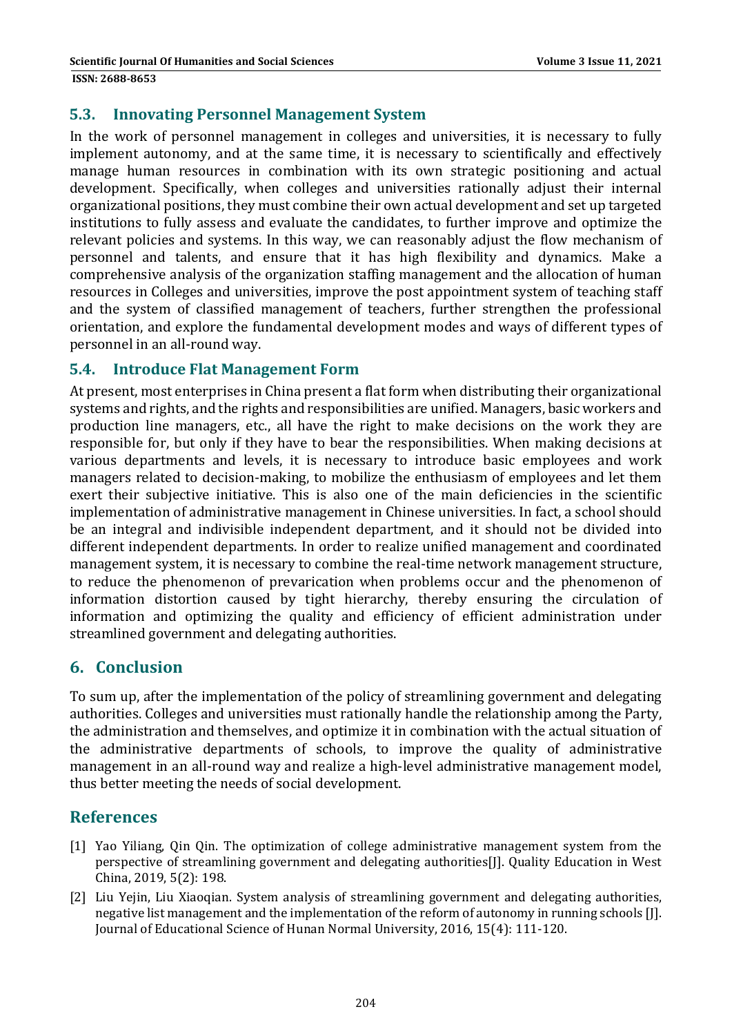### 5.3. Innovating Personnel Management System

In the work of personnel management in colleges and universities, it is necessary to fully implement autonomy, and at the same time, it is necessary to scientifically and effectively manage human resources in combination with its own strategic positioning and actual development. Specifically, when colleges and universities rationally adjust their internal organizational positions, they must combine their own actual development and set up targeted institutions to fully assess and evaluate the candidates, to further improve and optimize the relevant policies and systems. In this way, we can reasonably adjust the flow mechanism of personnel and talents, and ensure that it has high flexibility and dynamics. Make a comprehensive analysis of the organization staffing management and the allocation of human resources in Colleges and universities, improve the post appointment system of teaching staff and the system of classified management of teachers, further strengthen the professional orientation, and explore the fundamental development modes and ways of different types of personnel in an all-round way.

### 5.4. Introduce Flat Management Form

At present, most enterprises in China present a flat form when distributing their organizational systems and rights, and the rights and responsibilities are unified. Managers, basic workers and production line managers, etc., all have the right to make decisions on the work they are responsible for, but only if they have to bear the responsibilities. When making decisions at various departments and levels, it is necessary to introduce basic employees and work managers related to decision-making, to mobilize the enthusiasm of employees and let them exert their subjective initiative. This is also one of the main deficiencies in the scientific implementation of administrative management in Chinese universities. In fact, a school should be an integral and indivisible independent department, and it should not be divided into different independent departments. In order to realize unified management and coordinated management system, it is necessary to combine the real-time network management structure, to reduce the phenomenon of prevarication when problems occur and the phenomenon of information distortion caused by tight hierarchy, thereby ensuring the circulation of information and optimizing the quality and efficiency of efficient administration under streamlined government and delegating authorities.

## 6. Conclusion

To sum up, after the implementation of the policy of streamlining government and delegating authorities. Colleges and universities must rationally handle the relationship among the Party, the administration and themselves, and optimize it in combination with the actual situation of the administrative departments of schools, to improve the quality of administrative management in an all-round way and realize a high-level administrative management model, thus better meeting the needs of social development.

## References

[1] Yao Yiliang, Qin Qin. The optimization of college administrative management system from the perspective of streamlining government and delegating authorities[J]. Quality Education in West China, 2019, 5(2): 198.

[2] Liu Yejin, Liu Xiaoqian. System analysis of streamlining government and delegating authorities, negative list management and the implementation of the reform of autonomy in running schools [J]. Journal of Educational Science of Hunan Normal University, 2016, 15(4): 111-120.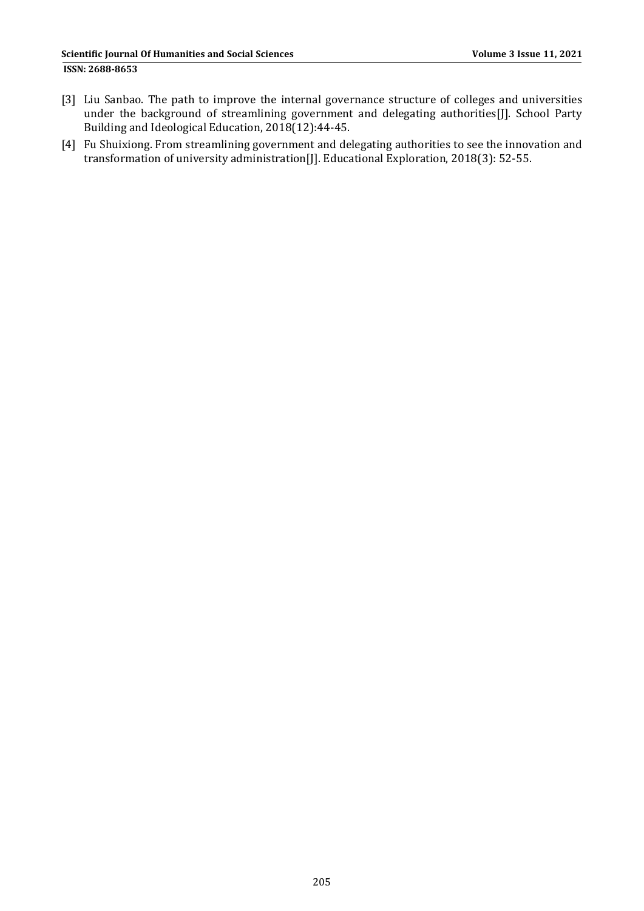[3] Liu Sanbao. The path to improve the internal governance structure of colleges and universities under the background of streamlining government and delegating authorities[J]. School Party Building and Ideological Education, 2018(12):44-45.

[4] Fu Shuixiong. From streamlining government and delegating authorities to see the innovation and transformation of university administration[J]. Educational Exploration, 2018(3): 52-55.